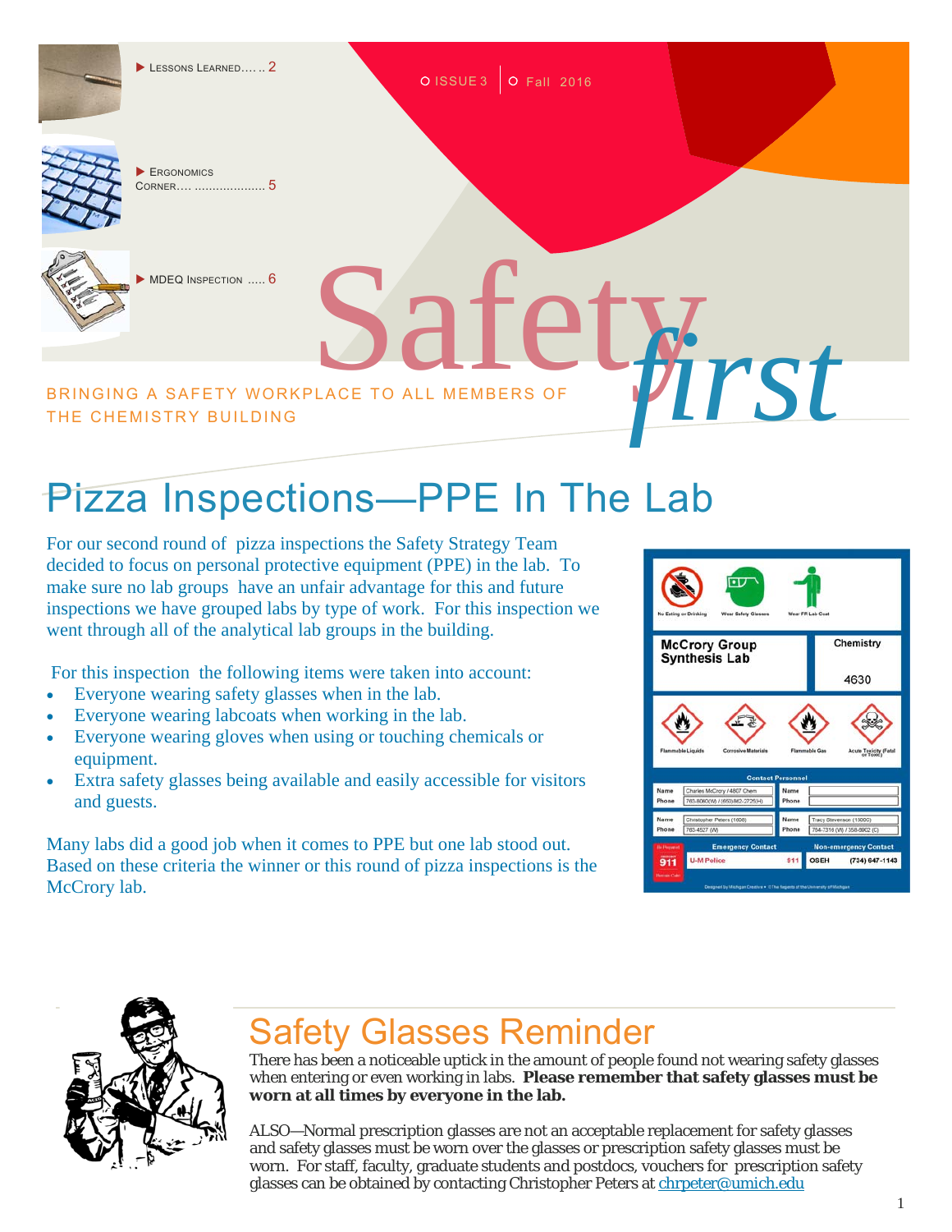- Lessons Learned….. .. 2
- Ergonomics Corner…. .................... 5
- MDEQ Inspection ..... 6

ISSUE 3 | Fall 2016

# Safety *first*

BRINGING A SAFETY WORKPLACE TO ALL MEMBERS OF THE CHEMISTRY BUILDING

## Pizza Inspections—PPE In The Lab

For our second round of pizza inspections the Safety Strategy Team decided to focus on personal protective equipment (PPE) in the lab. To make sure no lab groups have an unfair advantage for this and future inspections we have grouped labs by type of work. For this inspection we went through all of the analytical lab groups in the building.

For this inspection the following items were taken into account:

- Everyone wearing safety glasses when in the lab.
- Everyone wearing labcoats when working in the lab.
- Everyone wearing gloves when using or touching chemicals or equipment.
- Extra safety glasses being available and easily accessible for visitors and guests.

Many labs did a good job when it comes to PPE but one lab stood out. Based on these criteria the winner or this round of pizza inspections is the McCrory lab.

## Safety Glasses Reminder

There has been a noticeable uptick in the amount of people found not wearing safety glasses when entering or even working in labs. **Please remember that safety glasses must be worn at all times by everyone in the lab.**

ALSO—Normal prescription glasses are not an acceptable replacement for safety glasses and safety glasses must be worn over the glasses or prescription safety glasses must be worn. For staff, faculty, graduate students and postdocs, vouchers for prescription safety glasses can be obtained by contacting Christopher Peters at chrpeter@umich.edu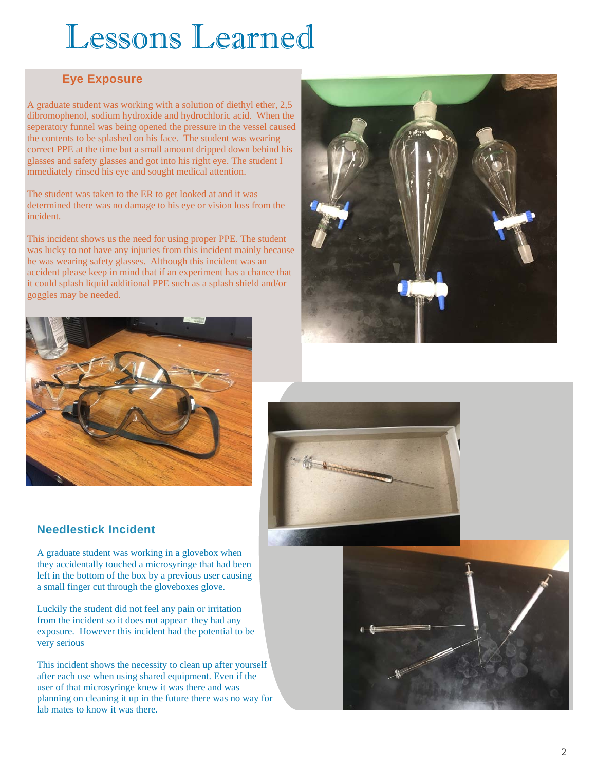# Lessons Learned

## Eye Exposure

A graduate student was working with a solution of diethyl ether, 2,5 dibromophenol, sodium hydroxide and hydrochloric acid. When the seperatory funnel was being opened the pressure in the vessel caused the contents to be splashed on his face. The student was wearing correct PPE at the time but a small amount dripped down behind his glasses and safety glasses and got into his right eye. The student I mmediately rinsed his eye and sought medical attention.

The student was taken to the ER to get looked at and it was determined there was no damage to his eye or vision loss from the incident.

This incident shows us the need for using proper PPE. The student was lucky to not have any injuries from this incident mainly because he was wearing safety glasses. Although this incident was an accident please keep in mind that if an experiment has a chance that it could splash liquid additional PPE such as a splash shield and/or goggles may be needed.

## Needlestick Incident

A graduate student was working in a glovebox when they accidentally touched a microsyringe that had been left in the bottom of the box by a previous user causing a small finger cut through the gloveboxes glove.

Luckily the student did not feel any pain or irritation from the incident so it does not appear they had any exposure. However this incident had the potential to be very serious

This incident shows the necessity to clean up after yourself after each use when using shared equipment. Even if the user of that microsyringe knew it was there and was planning on cleaning it up in the future there was no way for lab mates to know it was there.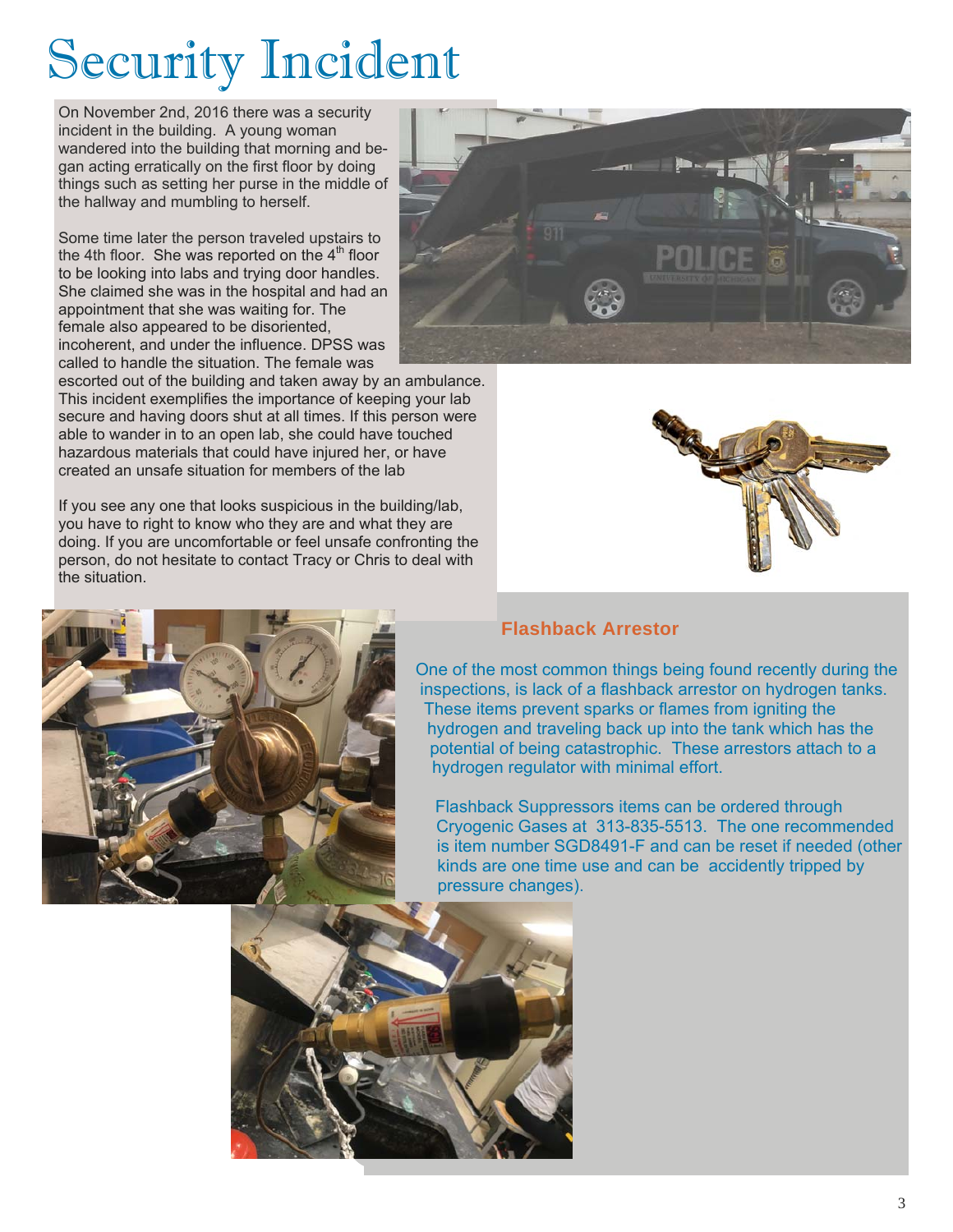# Security Incident

On November 2nd, 2016 there was a security incident in the building. A young woman wandered into the building that morning and began acting erratically on the first floor by doing things such as setting her purse in the middle of the hallway and mumbling to herself.

Some time later the person traveled upstairs to the 4th floor. She was reported on the 4th floor to be looking into labs and trying door handles. She claimed she was in the hospital and had an appointment that she was waiting for. The female also appeared to be disoriented, incoherent, and under the influence. DPSS was called to handle the situation. The female was escorted out of the building and taken away by an ambulance. This incident exemplifies the importance of keeping your lab secure and having doors shut at all times. If this person were able to wander in to an open lab, she could have touched hazardous materials that could have injured her, or have created an unsafe situation for members of the lab

If you see any one that looks suspicious in the building/lab, you have to right to know who they are and what they are doing. If you are uncomfortable or feel unsafe confronting the person, do not hesitate to contact Tracy or Chris to deal with the situation.

## Flashback Arrestor

One of the most common things being found recently during the inspections, is lack of a flashback arrestor on hydrogen tanks. These items prevent sparks or flames from igniting the hydrogen and traveling back up into the tank which has the potential of being catastrophic. These arrestors attach to a hydrogen regulator with minimal effort.

Flashback Suppressors items can be ordered through Cryogenic Gases at 313-835-5513. The one recommended is item number SGD8491-F and can be reset if needed (other kinds are one time use and can be accidently tripped by pressure changes).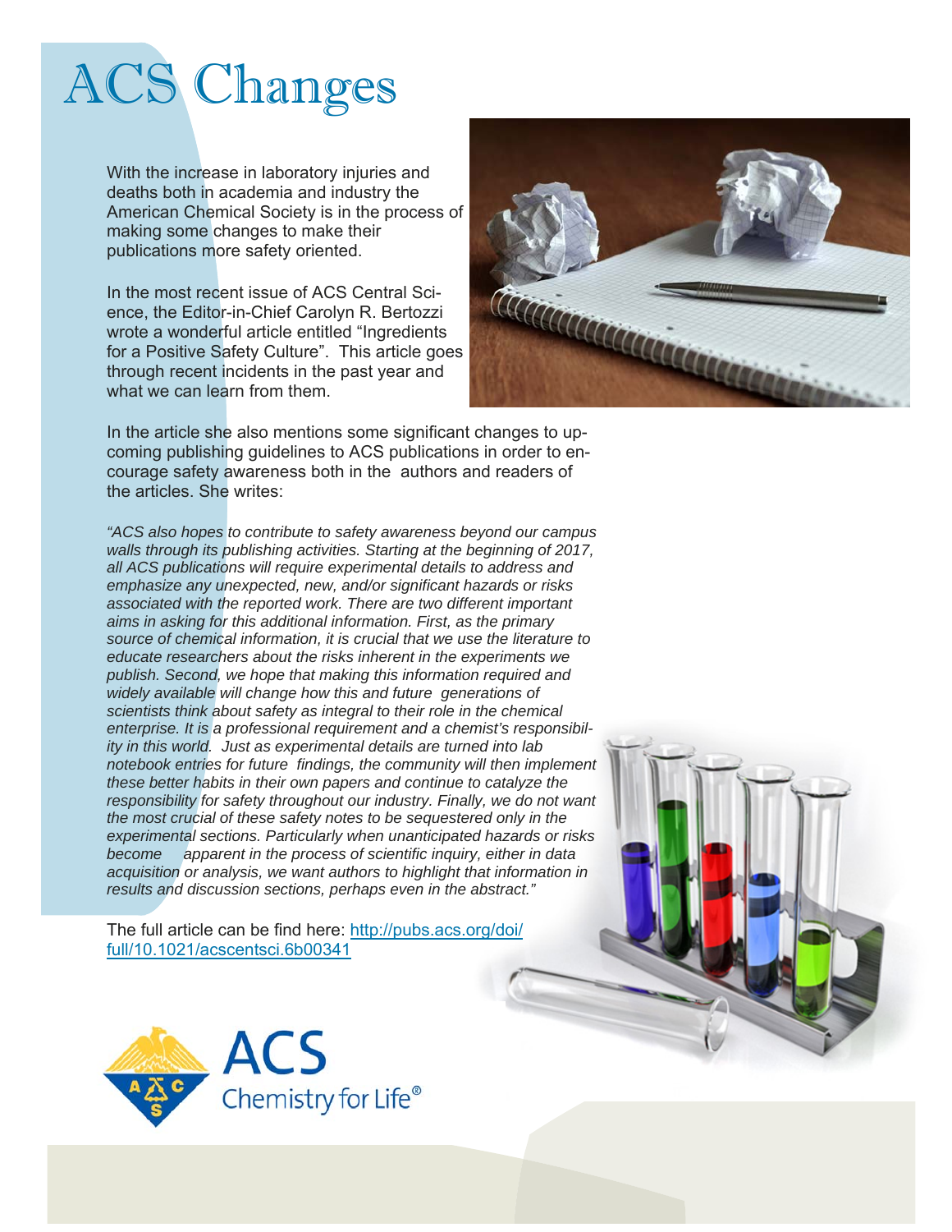# ACS Changes

With the increase in laboratory injuries and deaths both in academia and industry the American Chemical Society is in the process of making some changes to make their publications more safety oriented.

In the most recent issue of ACS Central Science, the Editor-in-Chief Carolyn R. Bertozzi wrote a wonderful article entitled "Ingredients for a Positive Safety Culture". This article goes through recent incidents in the past year and what we can learn from them.

In the article she also mentions some significant changes to upcoming publishing guidelines to ACS publications in order to encourage safety awareness both in the authors and readers of the articles. She writes:

*"ACS also hopes to contribute to safety awareness beyond our campus walls through its publishing activities. Starting at the beginning of 2017, all ACS publications will require experimental details to address and emphasize any unexpected, new, and/or significant hazards or risks associated with the reported work. There are two different important aims in asking for this additional information. First, as the primary source of chemical information, it is crucial that we use the literature to educate researchers about the risks inherent in the experiments we publish. Second, we hope that making this information required and widely available will change how this and future generations of scientists think about safety as integral to their role in the chemical enterprise. It is a professional requirement and a chemist's responsibility in this world. Just as experimental details are turned into lab notebook entries for future findings, the community will then implement these better habits in their own papers and continue to catalyze the responsibility for safety throughout our industry. Finally, we do not want the most crucial of these safety notes to be sequestered only in the experimental sections. Particularly when unanticipated hazards or risks become apparent in the process of scientific inquiry, either in data acquisition or analysis, we want authors to highlight that information in results and discussion sections, perhaps even in the abstract."*

The full article can be find here: [http://pubs.acs.org/doi/full/10.1021/acscentsci.6b00341](http://pubs.acs.org/doi/full/10.1021/acscentsci.6b00341)

ACS Chemistry for Life®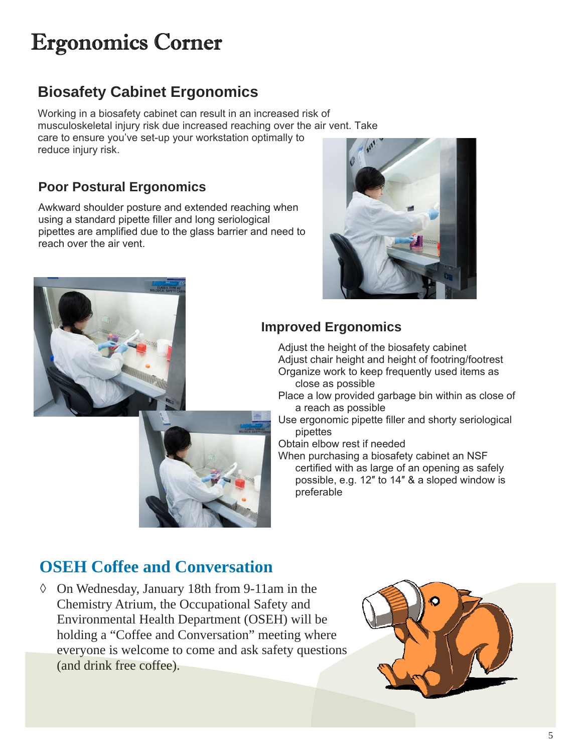# Ergonomics Corner

## Biosafety Cabinet Ergonomics

Working in a biosafety cabinet can result in an increased risk of musculoskeletal injury risk due increased reaching over the air vent. Take care to ensure you've set-up your workstation optimally to reduce injury risk.

### Poor Postural Ergonomics

Awkward shoulder posture and extended reaching when using a standard pipette filler and long seriological pipettes are amplified due to the glass barrier and need to reach over the air vent.

### Improved Ergonomics

- Adjust the height of the biosafety cabinet
- Adjust chair height and height of footring/footrest
- Organize work to keep frequently used items as close as possible
- Place a low provided garbage bin within as close of a reach as possible
- Use ergonomic pipette filler and shorty seriological pipettes
- Obtain elbow rest if needed
- When purchasing a biosafety cabinet an NSF certified with as large of an opening as safely possible, e.g. 12″ to 14″ & a sloped window is preferable

## OSEH Coffee and Conversation

- On Wednesday, January 18th from 9-11am in the Chemistry Atrium, the Occupational Safety and Environmental Health Department (OSEH) will be holding a "Coffee and Conversation" meeting where everyone is welcome to come and ask safety questions (and drink free coffee).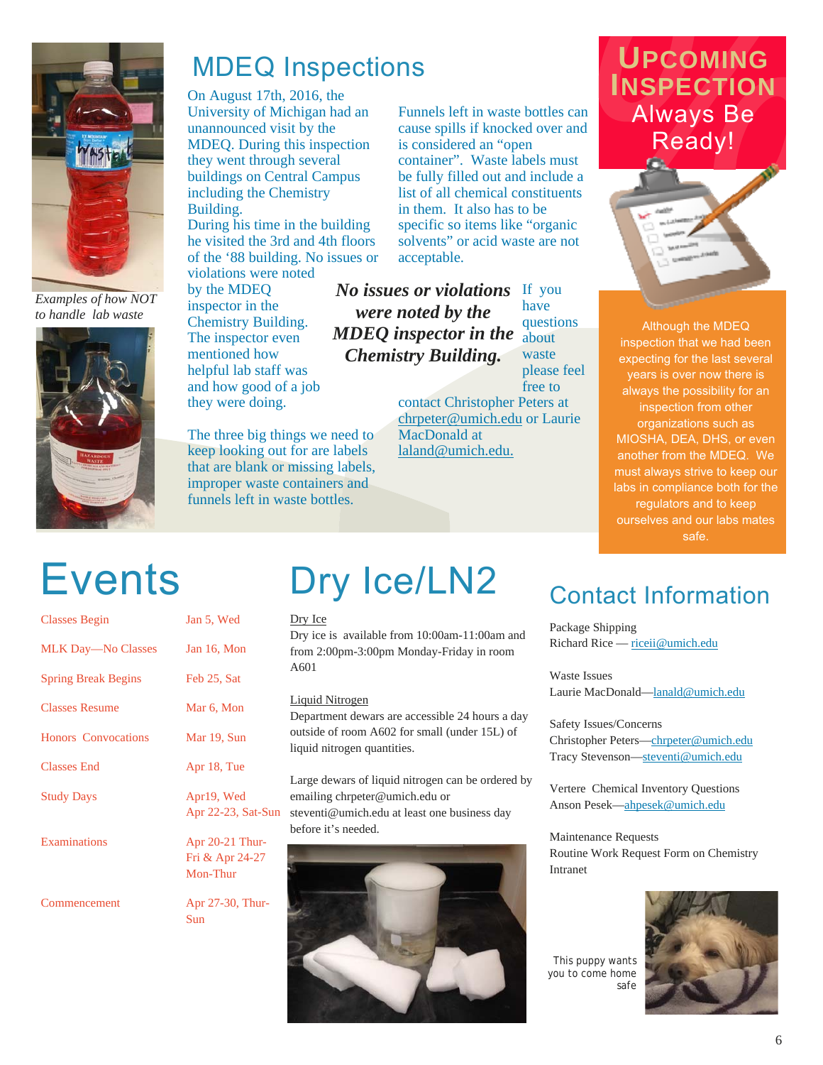*Examples of how NOT to handle lab waste*

## MDEQ Inspections

On August 17th, 2016, the University of Michigan had an unannounced visit by the MDEQ. During this inspection they went through several buildings on Central Campus including the Chemistry Building.

During his time in the building he visited the 3rd and 4th floors of the '88 building. No issues or violations were noted by the MDEQ inspector in the Chemistry Building. The inspector even mentioned how helpful lab staff was and how good of a job they were doing.

The three big things we need to keep looking out for are labels that are blank or missing labels, improper waste containers and funnels left in waste bottles.

Funnels left in waste bottles can cause spills if knocked over and is considered an "open container". Waste labels must be fully filled out and include a list of all chemical constituents in them. It also has to be specific so items like "organic solvents" or acid waste are not acceptable.

***No issues or violations were noted by the MDEQ inspector in the Chemistry Building.***

If you have questions about waste please feel free to contact Christopher Peters at chrpeter@umich.edu or Laurie MacDonald at laland@umich.edu.

## Upcoming Inspection

**Always Be Ready!**

Although the MDEQ inspection that we had been expecting for the last several years is over now there is always the possibility for an inspection from other organizations such as MIOSHA, DEA, DHS, or even another from the MDEQ. We must always strive to keep our labs in compliance both for the regulators and to keep ourselves and our labs mates safe.

# Events

| | |
|---|---|
| Classes Begin | Jan 5, Wed |
| MLK Day—No Classes | Jan 16, Mon |
| Spring Break Begins | Feb 25, Sat |
| Classes Resume | Mar 6, Mon |
| Honors Convocations | Mar 19, Sun |
| Classes End | Apr 18, Tue |
| Study Days | Apr19, Wed<br>Apr 22-23, Sat-Sun |
| Examinations | Apr 20-21 Thur-Fri & Apr 24-27 Mon-Thur |
| Commencement | Apr 27-30, Thur-Sun |

# Dry Ice/LN2

Dry Ice

Dry ice is available from 10:00am-11:00am and from 2:00pm-3:00pm Monday-Friday in room A601

Liquid Nitrogen

Department dewars are accessible 24 hours a day outside of room A602 for small (under 15L) of liquid nitrogen quantities.

Large dewars of liquid nitrogen can be ordered by emailing chrpeter@umich.edu or steventi@umich.edu at least one business day before it's needed.

## Contact Information

Package Shipping
Richard Rice — riceii@umich.edu

Waste Issues
Laurie MacDonald—lanald@umich.edu

Safety Issues/Concerns
Christopher Peters—chrpeter@umich.edu
Tracy Stevenson—steventi@umich.edu

Vertere Chemical Inventory Questions
Anson Pesek—ahpesek@umich.edu

Maintenance Requests
Routine Work Request Form on Chemistry Intranet

This puppy wants you to come home safe